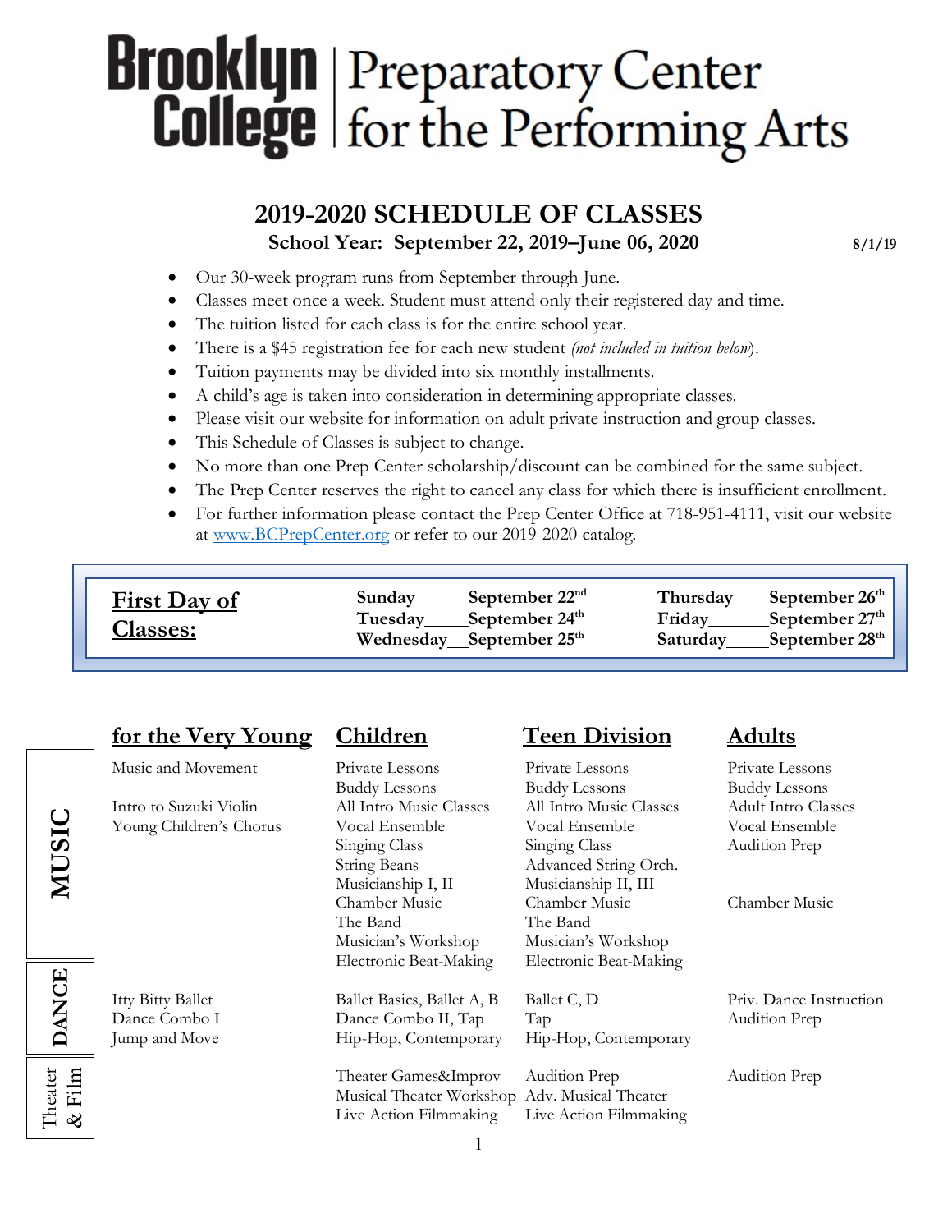# Brooklyn College | Preparatory Center for the Performing Arts

## 2019-2020 SCHEDULE OF CLASSES

**School Year: September 22, 2019–June 06, 2020** **8/1/19**

- Our 30-week program runs from September through June.
- Classes meet once a week. Student must attend only their registered day and time.
- The tuition listed for each class is for the entire school year.
- There is a $45 registration fee for each new student *(not included in tuition below)*.
- Tuition payments may be divided into six monthly installments.
- A child's age is taken into consideration in determining appropriate classes.
- Please visit our website for information on adult private instruction and group classes.
- This Schedule of Classes is subject to change.
- No more than one Prep Center scholarship/discount can be combined for the same subject.
- The Prep Center reserves the right to cancel any class for which there is insufficient enrollment.
- For further information please contact the Prep Center Office at 718-951-4111, visit our website at www.BCPrepCenter.org or refer to our 2019-2020 catalog.

**First Day of Classes:**

| | |
|---|---|
| **Sunday** | **September 22nd** |
| **Tuesday** | **September 24th** |
| **Wednesday** | **September 25th** |
| **Thursday** | **September 26th** |
| **Friday** | **September 27th** |
| **Saturday** | **September 28th** |

| | for the Very Young | Children | Teen Division | Adults |
|---|---|---|---|---|
| **MUSIC** | Music and Movement | Private Lessons | Private Lessons | Private Lessons |
| | | Buddy Lessons | Buddy Lessons | Buddy Lessons |
| | Intro to Suzuki Violin | All Intro Music Classes | All Intro Music Classes | Adult Intro Classes |
| | Young Children's Chorus | Vocal Ensemble | Vocal Ensemble | Vocal Ensemble |
| | | Singing Class | Singing Class | Audition Prep |
| | | String Beans | Advanced String Orch. | |
| | | Musicianship I, II | Musicianship II, III | |
| | | Chamber Music | Chamber Music | Chamber Music |
| | | The Band | The Band | |
| | | Musician's Workshop | Musician's Workshop | |
| | | Electronic Beat-Making | Electronic Beat-Making | |
| **DANCE** | Itty Bitty Ballet | Ballet Basics, Ballet A, B | Ballet C, D | Priv. Dance Instruction |
| | Dance Combo I | Dance Combo II, Tap | Tap | Audition Prep |
| | Jump and Move | Hip-Hop, Contemporary | Hip-Hop, Contemporary | |
| **Theater & Film** | | Theater Games&Improv | Audition Prep | Audition Prep |
| | | Musical Theater Workshop | Adv. Musical Theater | |
| | | Live Action Filmmaking | Live Action Filmmaking | |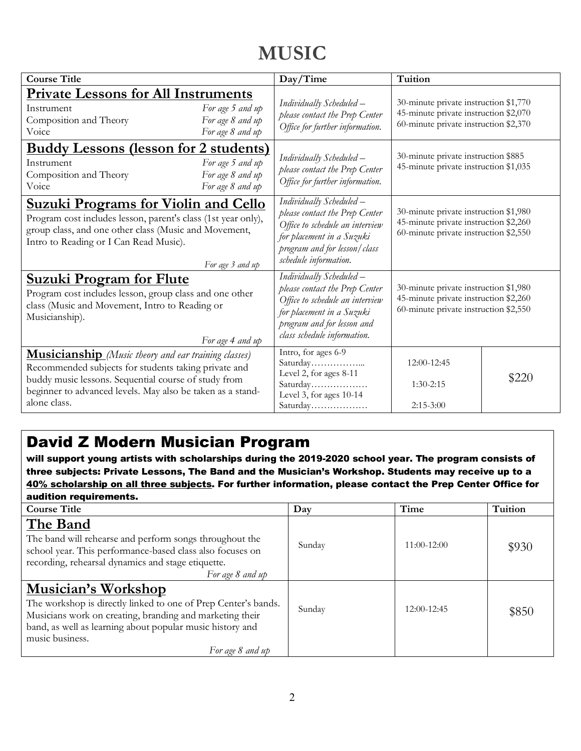# MUSIC

| Course Title | Day/Time | Tuition | |
|---|---|---|---|
| **Private Lessons for All Instruments**<br>Instrument — *For age 5 and up*<br>Composition and Theory — *For age 8 and up*<br>Voice — *For age 8 and up* | *Individually Scheduled – please contact the Prep Center Office for further information.* | 30-minute private instruction $1,770<br>45-minute private instruction $2,070<br>60-minute private instruction $2,370 | |
| **Buddy Lessons (lesson for 2 students)**<br>Instrument — *For age 5 and up*<br>Composition and Theory — *For age 8 and up*<br>Voice — *For age 8 and up* | *Individually Scheduled – please contact the Prep Center Office for further information.* | 30-minute private instruction $885<br>45-minute private instruction $1,035 | |
| **Suzuki Programs for Violin and Cello**<br>Program cost includes lesson, parent's class (1st year only), group class, and one other class (Music and Movement, Intro to Reading or I Can Read Music).<br>*For age 3 and up* | *Individually Scheduled – please contact the Prep Center Office to schedule an interview for placement in a Suzuki program and for lesson/class schedule information.* | 30-minute private instruction $1,980<br>45-minute private instruction $2,260<br>60-minute private instruction $2,550 | |
| **Suzuki Program for Flute**<br>Program cost includes lesson, group class and one other class (Music and Movement, Intro to Reading or Musicianship).<br>*For age 4 and up* | *Individually Scheduled – please contact the Prep Center Office to schedule an interview for placement in a Suzuki program and for lesson and class schedule information.* | 30-minute private instruction $1,980<br>45-minute private instruction $2,260<br>60-minute private instruction $2,550 | |
| **Musicianship** *(Music theory and ear training classes)*<br>Recommended subjects for students taking private and buddy music lessons. Sequential course of study from beginner to advanced levels. May also be taken as a stand-alone class. | Intro, for ages 6-9<br>Saturday……………...<br>Level 2, for ages 8-11<br>Saturday………………<br>Level 3, for ages 10-14<br>Saturday……………… | 12:00-12:45<br><br>1:30-2:15<br><br>2:15-3:00 | $220 |

## David Z Modern Musician Program

**will support young artists with scholarships during the 2019-2020 school year. The program consists of three subjects: Private Lessons, The Band and the Musician's Workshop. Students may receive up to a <u>40% scholarship on all three subjects</u>. For further information, please contact the Prep Center Office for audition requirements.**

| Course Title | Day | Time | Tuition |
|---|---|---|---|
| **The Band**<br>The band will rehearse and perform songs throughout the school year. This performance-based class also focuses on recording, rehearsal dynamics and stage etiquette.<br>*For age 8 and up* | Sunday | 11:00-12:00 | $930 |
| **Musician's Workshop**<br>The workshop is directly linked to one of Prep Center's bands. Musicians work on creating, branding and marketing their band, as well as learning about popular music history and music business.<br>*For age 8 and up* | Sunday | 12:00-12:45 | $850 |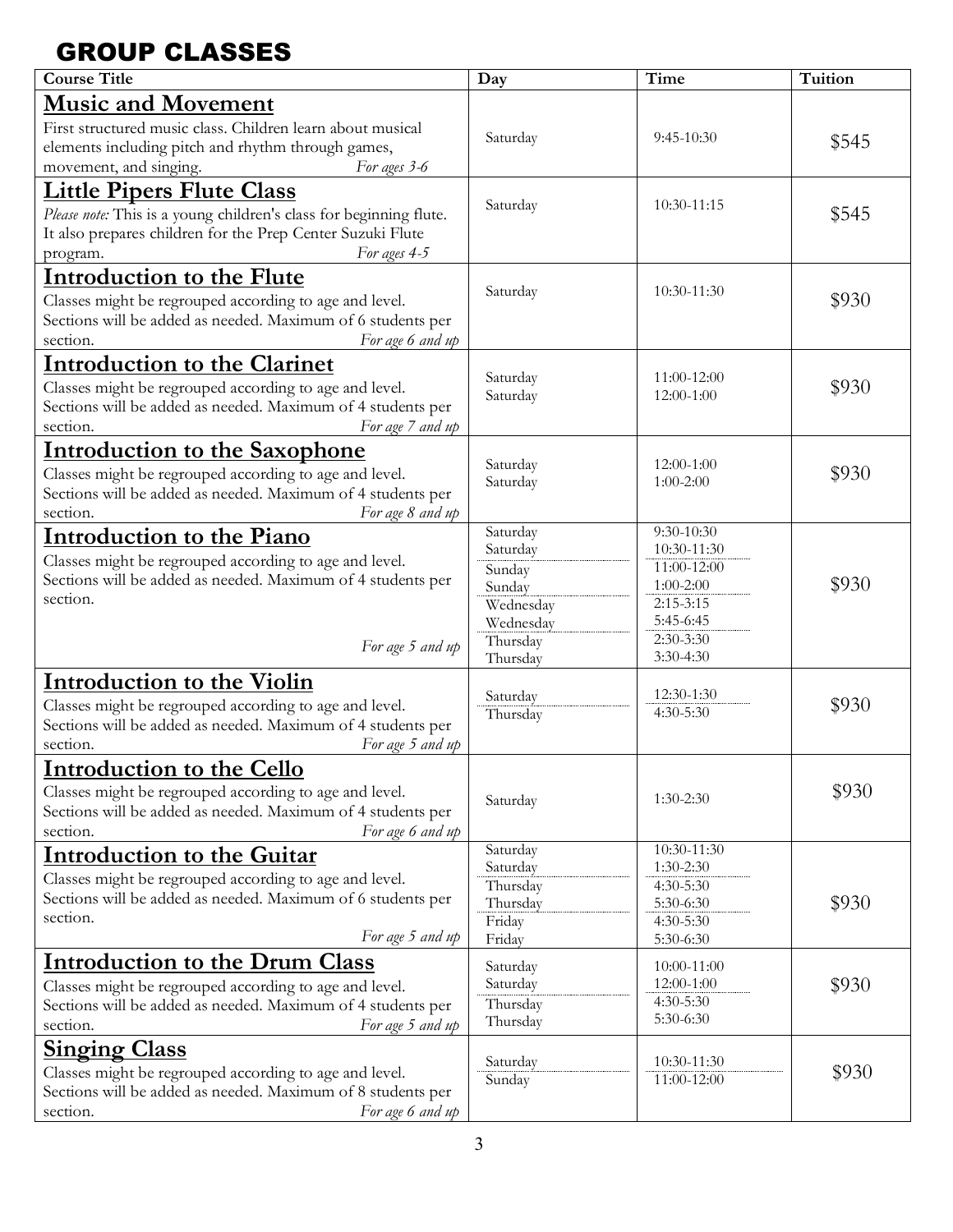## GROUP CLASSES

| Course Title | Day | Time | Tuition |
|---|---|---|---|
| **Music and Movement**<br>First structured music class. Children learn about musical elements including pitch and rhythm through games, movement, and singing. *For ages 3-6* | Saturday | 9:45-10:30 | $545 |
| **Little Pipers Flute Class**<br>*Please note:* This is a young children's class for beginning flute. It also prepares children for the Prep Center Suzuki Flute program. *For ages 4-5* | Saturday | 10:30-11:15 | $545 |
| **Introduction to the Flute**<br>Classes might be regrouped according to age and level. Sections will be added as needed. Maximum of 6 students per section. *For age 6 and up* | Saturday | 10:30-11:30 | $930 |
| **Introduction to the Clarinet**<br>Classes might be regrouped according to age and level. Sections will be added as needed. Maximum of 4 students per section. *For age 7 and up* | Saturday<br>Saturday | 11:00-12:00<br>12:00-1:00 | $930 |
| **Introduction to the Saxophone**<br>Classes might be regrouped according to age and level. Sections will be added as needed. Maximum of 4 students per section. *For age 8 and up* | Saturday<br>Saturday | 12:00-1:00<br>1:00-2:00 | $930 |
| **Introduction to the Piano**<br>Classes might be regrouped according to age and level. Sections will be added as needed. Maximum of 4 students per section. *For age 5 and up* | Saturday<br>Saturday<br>Sunday<br>Sunday<br>Wednesday<br>Wednesday<br>Thursday<br>Thursday | 9:30-10:30<br>10:30-11:30<br>11:00-12:00<br>1:00-2:00<br>2:15-3:15<br>5:45-6:45<br>2:30-3:30<br>3:30-4:30 | $930 |
| **Introduction to the Violin**<br>Classes might be regrouped according to age and level. Sections will be added as needed. Maximum of 4 students per section. *For age 5 and up* | Saturday<br>Thursday | 12:30-1:30<br>4:30-5:30 | $930 |
| **Introduction to the Cello**<br>Classes might be regrouped according to age and level. Sections will be added as needed. Maximum of 4 students per section. *For age 6 and up* | Saturday | 1:30-2:30 | $930 |
| **Introduction to the Guitar**<br>Classes might be regrouped according to age and level. Sections will be added as needed. Maximum of 6 students per section. *For age 5 and up* | Saturday<br>Saturday<br>Thursday<br>Thursday<br>Friday<br>Friday | 10:30-11:30<br>1:30-2:30<br>4:30-5:30<br>5:30-6:30<br>4:30-5:30<br>5:30-6:30 | $930 |
| **Introduction to the Drum Class**<br>Classes might be regrouped according to age and level. Sections will be added as needed. Maximum of 4 students per section. *For age 5 and up* | Saturday<br>Saturday<br>Thursday<br>Thursday | 10:00-11:00<br>12:00-1:00<br>4:30-5:30<br>5:30-6:30 | $930 |
| **Singing Class**<br>Classes might be regrouped according to age and level. Sections will be added as needed. Maximum of 8 students per section. *For age 6 and up* | Saturday<br>Sunday | 10:30-11:30<br>11:00-12:00 | $930 |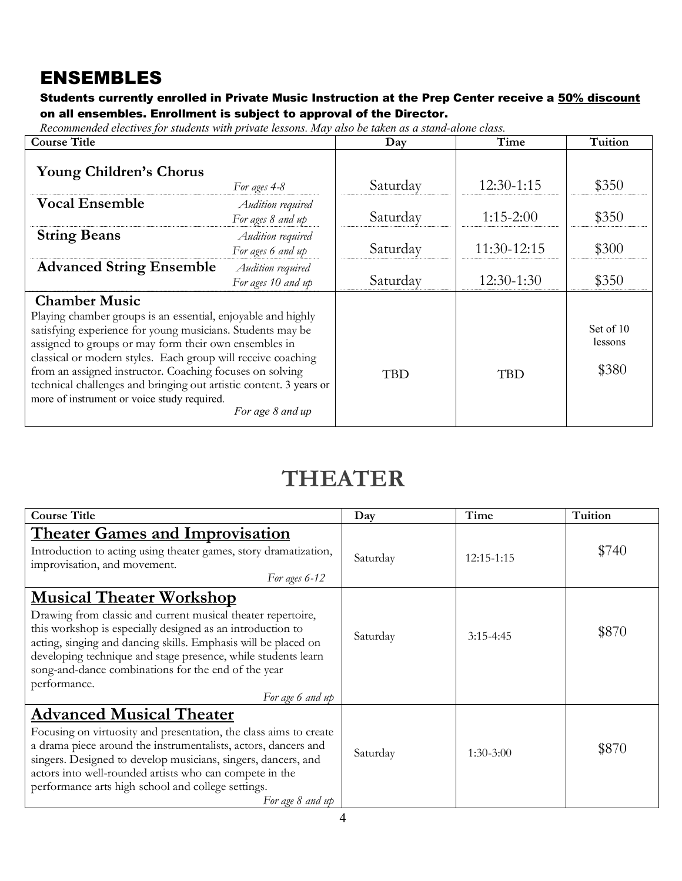## ENSEMBLES

**Students currently enrolled in Private Music Instruction at the Prep Center receive a 50% discount on all ensembles. Enrollment is subject to approval of the Director.**

*Recommended electives for students with private lessons. May also be taken as a stand-alone class.*

| Course Title | Day | Time | Tuition |
|---|---|---|---|
| **Young Children's Chorus** *For ages 4-8* | Saturday | 12:30-1:15 | $350 |
| **Vocal Ensemble** *Audition required For ages 8 and up* | Saturday | 1:15-2:00 | $350 |
| **String Beans** *Audition required For ages 6 and up* | Saturday | 11:30-12:15 | $300 |
| **Advanced String Ensemble** *Audition required For ages 10 and up* | Saturday | 12:30-1:30 | $350 |
| **Chamber Music** Playing chamber groups is an essential, enjoyable and highly satisfying experience for young musicians. Students may be assigned to groups or may form their own ensembles in classical or modern styles. Each group will receive coaching from an assigned instructor. Coaching focuses on solving technical challenges and bringing out artistic content. 3 years or more of instrument or voice study required. *For age 8 and up* | TBD | TBD | Set of 10 lessons $380 |

# THEATER

| Course Title | Day | Time | Tuition |
|---|---|---|---|
| **Theater Games and Improvisation** Introduction to acting using theater games, story dramatization, improvisation, and movement. *For ages 6-12* | Saturday | 12:15-1:15 | $740 |
| **Musical Theater Workshop** Drawing from classic and current musical theater repertoire, this workshop is especially designed as an introduction to acting, singing and dancing skills. Emphasis will be placed on developing technique and stage presence, while students learn song-and-dance combinations for the end of the year performance. *For age 6 and up* | Saturday | 3:15-4:45 | $870 |
| **Advanced Musical Theater** Focusing on virtuosity and presentation, the class aims to create a drama piece around the instrumentalists, actors, dancers and singers. Designed to develop musicians, singers, dancers, and actors into well-rounded artists who can compete in the performance arts high school and college settings. *For age 8 and up* | Saturday | 1:30-3:00 | $870 |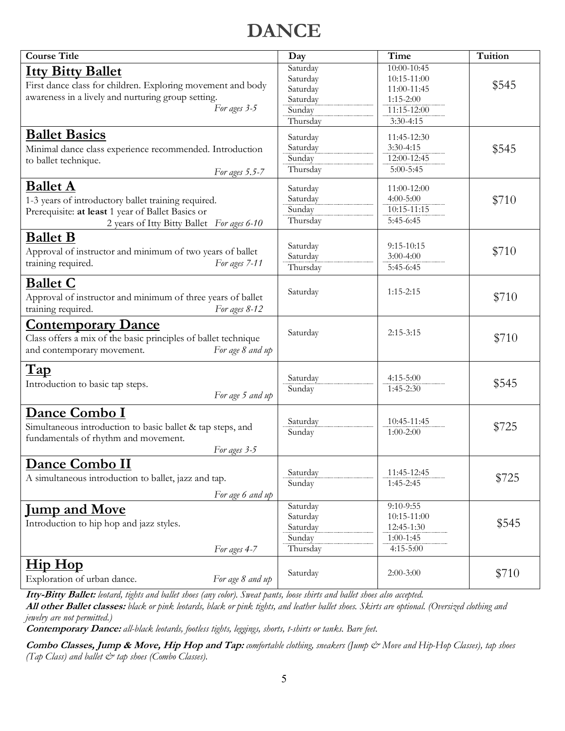# DANCE

| Course Title | Day | Time | Tuition |
|---|---|---|---|
| **Itty Bitty Ballet**<br>First dance class for children. Exploring movement and body awareness in a lively and nurturing group setting.<br>*For ages 3-5* | Saturday<br>Saturday<br>Saturday<br>Saturday<br>Sunday<br>Thursday | 10:00-10:45<br>10:15-11:00<br>11:00-11:45<br>1:15-2:00<br>11:15-12:00<br>3:30-4:15 | $545 |
| **Ballet Basics**<br>Minimal dance class experience recommended. Introduction to ballet technique.<br>*For ages 5.5-7* | Saturday<br>Saturday<br>Sunday<br>Thursday | 11:45-12:30<br>3:30-4:15<br>12:00-12:45<br>5:00-5:45 | $545 |
| **Ballet A**<br>1-3 years of introductory ballet training required.<br>Prerequisite: **at least** 1 year of Ballet Basics or 2 years of Itty Bitty Ballet *For ages 6-10* | Saturday<br>Saturday<br>Sunday<br>Thursday | 11:00-12:00<br>4:00-5:00<br>10:15-11:15<br>5:45-6:45 | $710 |
| **Ballet B**<br>Approval of instructor and minimum of two years of ballet training required. *For ages 7-11* | Saturday<br>Saturday<br>Thursday | 9:15-10:15<br>3:00-4:00<br>5:45-6:45 | $710 |
| **Ballet C**<br>Approval of instructor and minimum of three years of ballet training required. *For ages 8-12* | Saturday | 1:15-2:15 | $710 |
| **Contemporary Dance**<br>Class offers a mix of the basic principles of ballet technique and contemporary movement. *For age 8 and up* | Saturday | 2:15-3:15 | $710 |
| **Tap**<br>Introduction to basic tap steps.<br>*For age 5 and up* | Saturday<br>Sunday | 4:15-5:00<br>1:45-2:30 | $545 |
| **Dance Combo I**<br>Simultaneous introduction to basic ballet & tap steps, and fundamentals of rhythm and movement.<br>*For ages 3-5* | Saturday<br>Sunday | 10:45-11:45<br>1:00-2:00 | $725 |
| **Dance Combo II**<br>A simultaneous introduction to ballet, jazz and tap.<br>*For age 6 and up* | Saturday<br>Sunday | 11:45-12:45<br>1:45-2:45 | $725 |
| **Jump and Move**<br>Introduction to hip hop and jazz styles.<br>*For ages 4-7* | Saturday<br>Saturday<br>Saturday<br>Sunday<br>Thursday | 9:10-9:55<br>10:15-11:00<br>12:45-1:30<br>1:00-1:45<br>4:15-5:00 | $545 |
| **Hip Hop**<br>Exploration of urban dance. *For age 8 and up* | Saturday | 2:00-3:00 | $710 |

***Itty-Bitty Ballet:*** *leotard, tights and ballet shoes (any color). Sweat pants, loose shirts and ballet shoes also accepted.*

***All other Ballet classes:*** *black or pink leotards, black or pink tights, and leather ballet shoes. Skirts are optional. (Oversized clothing and jewelry are not permitted.)*

***Contemporary Dance:*** *all-black leotards, footless tights, leggings, shorts, t-shirts or tanks. Bare feet.*

***Combo Classes, Jump & Move, Hip Hop and Tap:*** *comfortable clothing, sneakers (Jump & Move and Hip-Hop Classes), tap shoes (Tap Class) and ballet & tap shoes (Combo Classes).*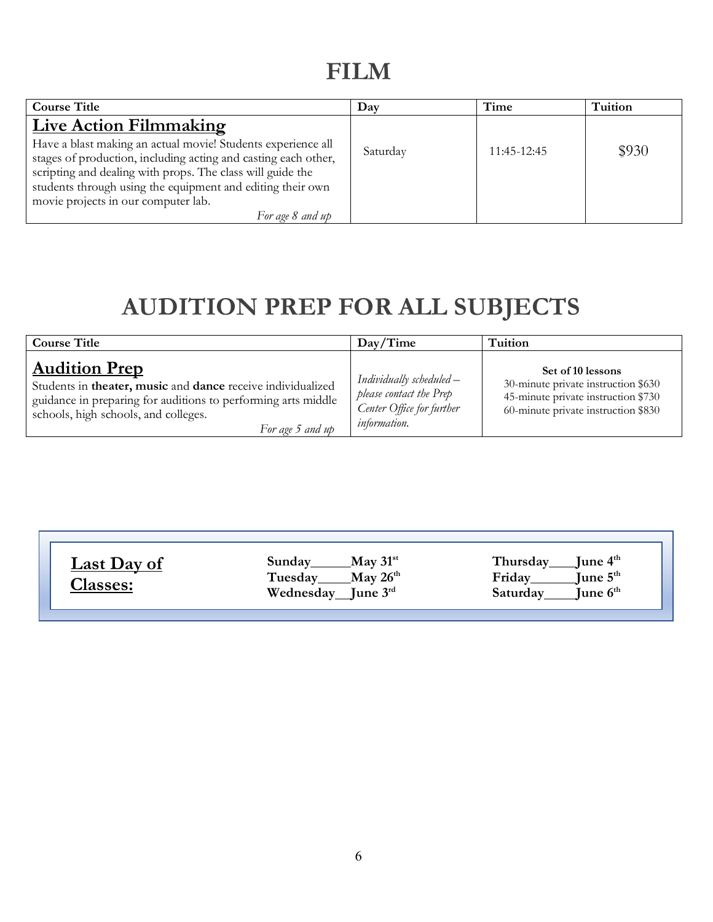# FILM

| Course Title | Day | Time | Tuition |
| --- | --- | --- | --- |
| **Live Action Filmmaking**<br>Have a blast making an actual movie! Students experience all stages of production, including acting and casting each other, scripting and dealing with props. The class will guide the students through using the equipment and editing their own movie projects in our computer lab.<br>*For age 8 and up* | Saturday | 11:45-12:45 | $930 |

# AUDITION PREP FOR ALL SUBJECTS

| Course Title | Day/Time | Tuition |
| --- | --- | --- |
| **Audition Prep**<br>Students in **theater, music** and **dance** receive individualized guidance in preparing for auditions to performing arts middle schools, high schools, and colleges.<br>*For age 5 and up* | *Individually scheduled – please contact the Prep Center Office for further information.* | **Set of 10 lessons**<br>30-minute private instruction $630<br>45-minute private instruction $730<br>60-minute private instruction $830 |

**Last Day of Classes:**

**Sunday______May 31st**
**Tuesday_____May 26th**
**Wednesday__June 3rd**
**Thursday____June 4th**
**Friday______June 5th**
**Saturday_____June 6th**